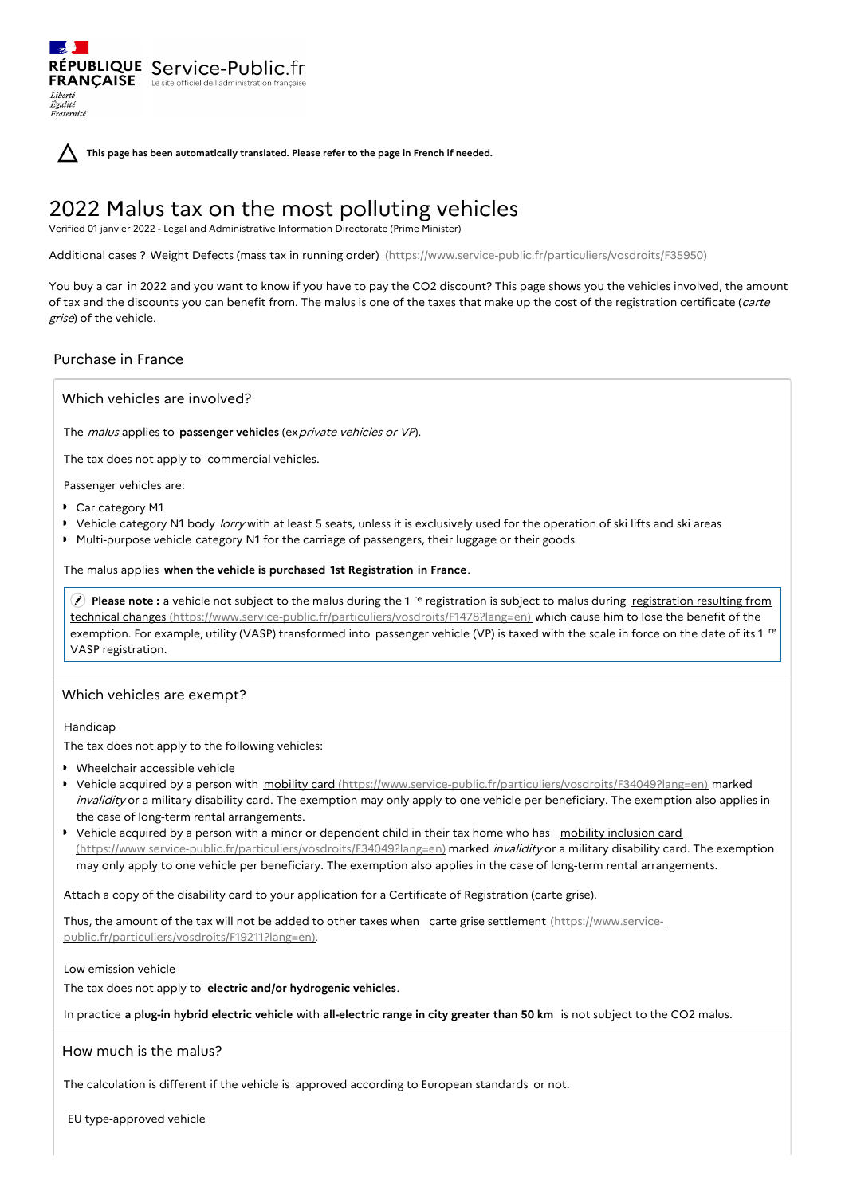**This page has been automatically translated. Please refer to the page in French if needed.**

# 2022 Malus tax on the most polluting vehicles

Verified 01 janvier 2022 - Legal and Administrative Information Directorate (Prime Minister)

Additional cases ? Weight Defects (mass tax in running order) (https://www.service-public.fr/particuliers/vosdroits/F35950)

You buy a car in 2022 and you want to know if you have to pay the CO2 discount? This page shows you the vehicles involved, the amount of tax and the discounts you can benefit from. The malus is one of the taxes that make up the cost of the registration certificate (*carte grise*) of the vehicle.

## Purchase in France

### Which vehicles are involved?

The *malus* applies to **passenger vehicles** (ex*private vehicles or VP*).

The tax does not apply to commercial vehicles.

Passenger vehicles are:

- Car category M1
- Vehicle category N1 body *lorry* with at least 5 seats, unless it is exclusively used for the operation of ski lifts and ski areas
- Multi-purpose vehicle category N1 for the carriage of passengers, their luggage or their goods

The malus applies **when the vehicle is purchased 1st Registration in France**.

> **Please note :** a vehicle not subject to the malus during the 1 re registration is subject to malus during registration resulting from technical changes (https://www.service-public.fr/particuliers/vosdroits/F1478?lang=en) which cause him to lose the benefit of the exemption. For example, utility (VASP) transformed into passenger vehicle (VP) is taxed with the scale in force on the date of its 1 re VASP registration.

### Which vehicles are exempt?

Handicap

The tax does not apply to the following vehicles:

- Wheelchair accessible vehicle
- Vehicle acquired by a person with mobility card (https://www.service-public.fr/particuliers/vosdroits/F34049?lang=en) marked *invalidity* or a military disability card. The exemption may only apply to one vehicle per beneficiary. The exemption also applies in the case of long-term rental arrangements.
- Vehicle acquired by a person with a minor or dependent child in their tax home who has mobility inclusion card (https://www.service-public.fr/particuliers/vosdroits/F34049?lang=en) marked *invalidity* or a military disability card. The exemption may only apply to one vehicle per beneficiary. The exemption also applies in the case of long-term rental arrangements.

Attach a copy of the disability card to your application for a Certificate of Registration (carte grise).

Thus, the amount of the tax will not be added to other taxes when carte grise settlement (https://www.service-public.fr/particuliers/vosdroits/F19211?lang=en).

Low emission vehicle

The tax does not apply to **electric and/or hydrogenic vehicles**.

In practice **a plug-in hybrid electric vehicle** with **all-electric range in city greater than 50 km** is not subject to the CO2 malus.

### How much is the malus?

The calculation is different if the vehicle is approved according to European standards or not.

EU type-approved vehicle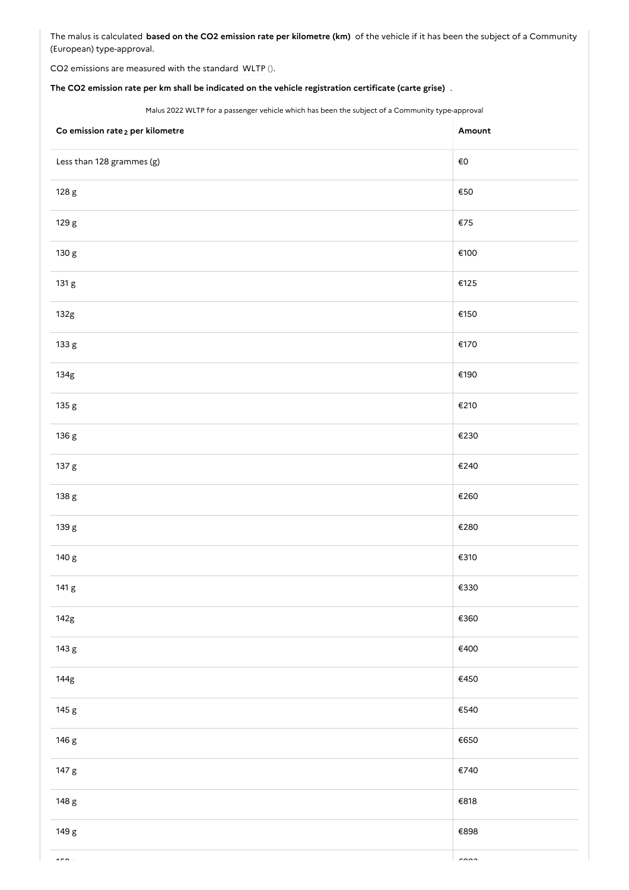The malus is calculated **based on the CO2 emission rate per kilometre (km)** of the vehicle if it has been the subject of a Community (European) type-approval.

CO2 emissions are measured with the standard WLTP ().

**The CO2 emission rate per km shall be indicated on the vehicle registration certificate (carte grise)** .

Malus 2022 WLTP for a passenger vehicle which has been the subject of a Community type-approval

| Co emission rate $_2$ per kilometre | Amount |
| --- | --- |
| Less than 128 grammes (g) | €0 |
| 128 g | €50 |
| 129 g | €75 |
| 130 g | €100 |
| 131 g | €125 |
| 132g | €150 |
| 133 g | €170 |
| 134g | €190 |
| 135 g | €210 |
| 136 g | €230 |
| 137 g | €240 |
| 138 g | €260 |
| 139 g | €280 |
| 140 g | €310 |
| 141 g | €330 |
| 142g | €360 |
| 143 g | €400 |
| 144g | €450 |
| 145 g | €540 |
| 146 g | €650 |
| 147 g | €740 |
| 148 g | €818 |
| 149 g | €898 |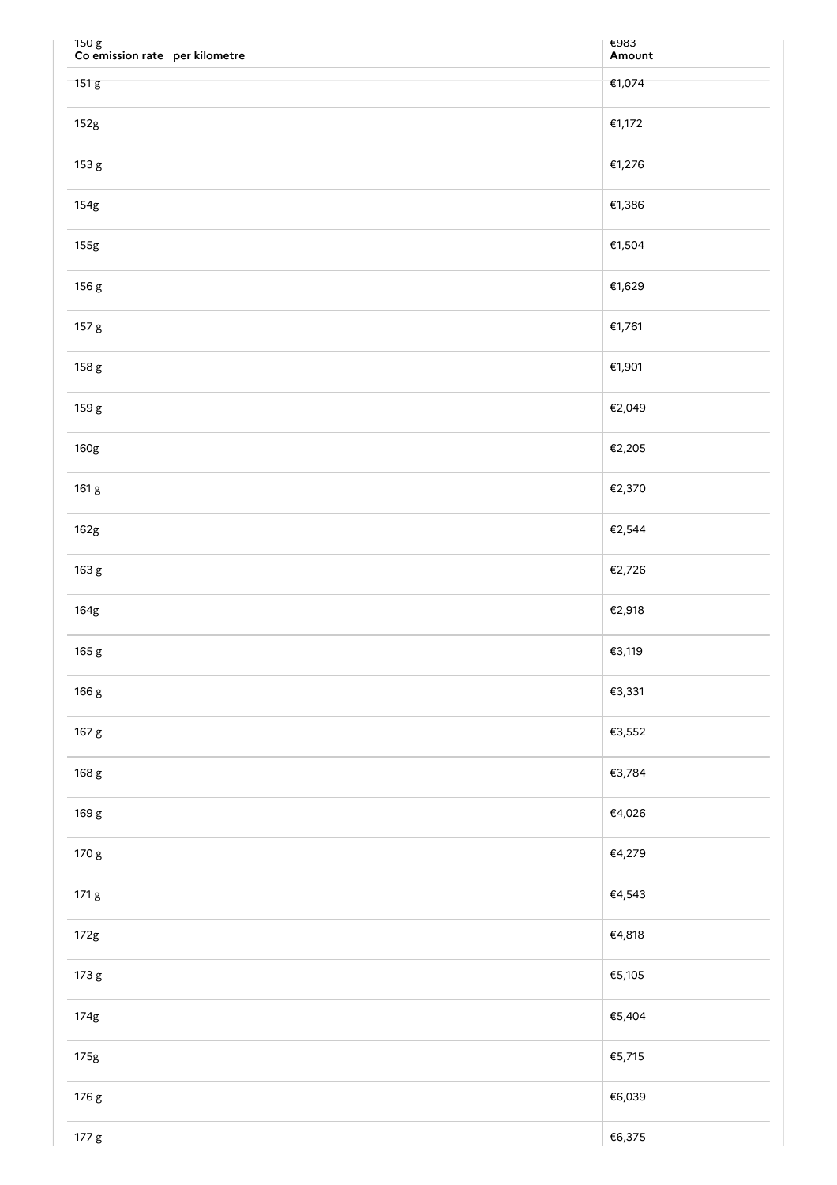| Co emission rate per kilometre | Amount |
| --- | --- |
| 150 g | €983 |
| 151 g | €1,074 |
| 152g | €1,172 |
| 153 g | €1,276 |
| 154g | €1,386 |
| 155g | €1,504 |
| 156 g | €1,629 |
| 157 g | €1,761 |
| 158 g | €1,901 |
| 159 g | €2,049 |
| 160g | €2,205 |
| 161 g | €2,370 |
| 162g | €2,544 |
| 163 g | €2,726 |
| 164g | €2,918 |
| 165 g | €3,119 |
| 166 g | €3,331 |
| 167 g | €3,552 |
| 168 g | €3,784 |
| 169 g | €4,026 |
| 170 g | €4,279 |
| 171 g | €4,543 |
| 172g | €4,818 |
| 173 g | €5,105 |
| 174g | €5,404 |
| 175g | €5,715 |
| 176 g | €6,039 |
| 177 g | €6,375 |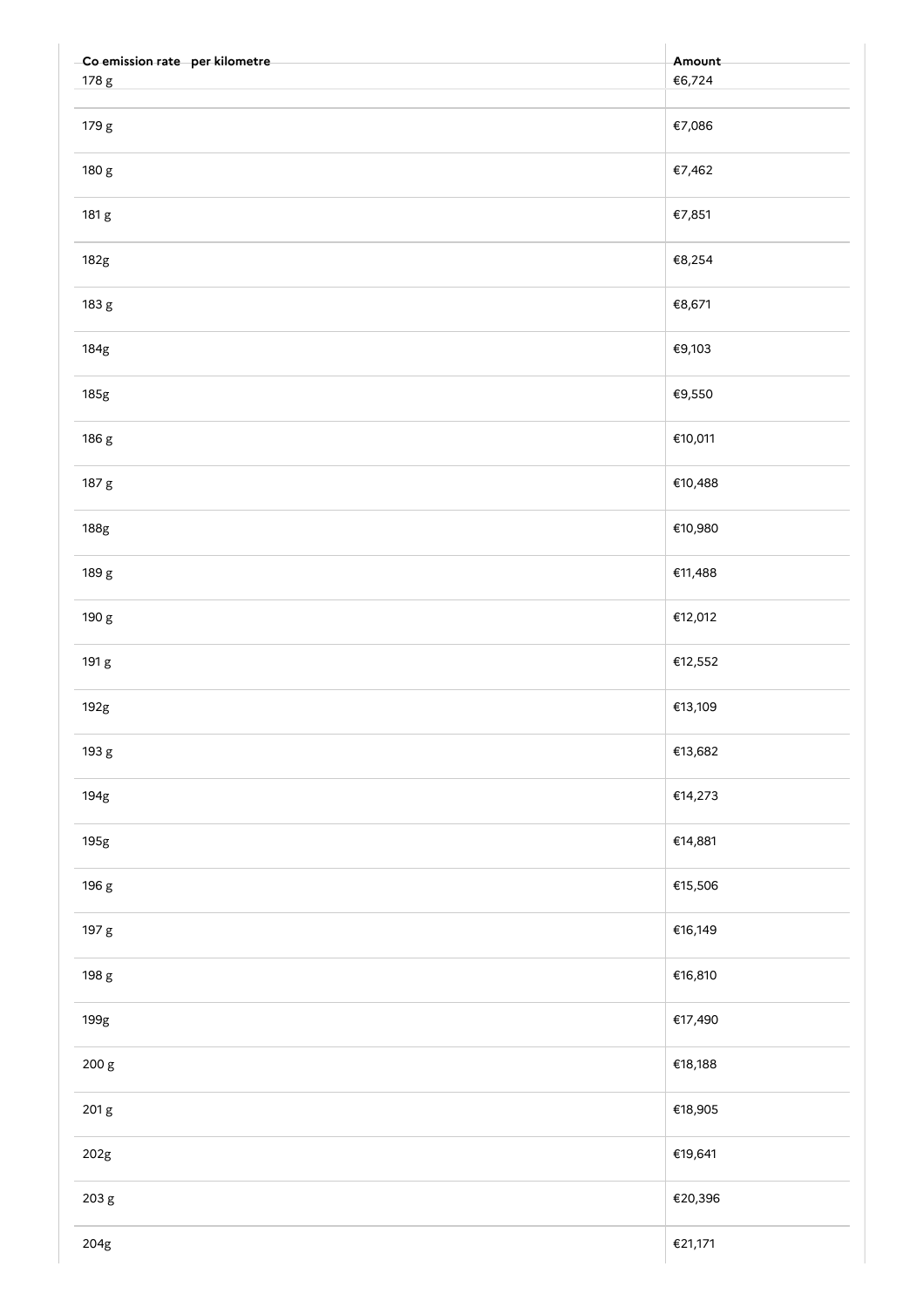| Co emission rate per kilometre | Amount |
| --- | --- |
| 178 g | €6,724 |
| 179 g | €7,086 |
| 180 g | €7,462 |
| 181 g | €7,851 |
| 182g | €8,254 |
| 183 g | €8,671 |
| 184g | €9,103 |
| 185g | €9,550 |
| 186 g | €10,011 |
| 187 g | €10,488 |
| 188g | €10,980 |
| 189 g | €11,488 |
| 190 g | €12,012 |
| 191 g | €12,552 |
| 192g | €13,109 |
| 193 g | €13,682 |
| 194g | €14,273 |
| 195g | €14,881 |
| 196 g | €15,506 |
| 197 g | €16,149 |
| 198 g | €16,810 |
| 199g | €17,490 |
| 200 g | €18,188 |
| 201 g | €18,905 |
| 202g | €19,641 |
| 203 g | €20,396 |
| 204g | €21,171 |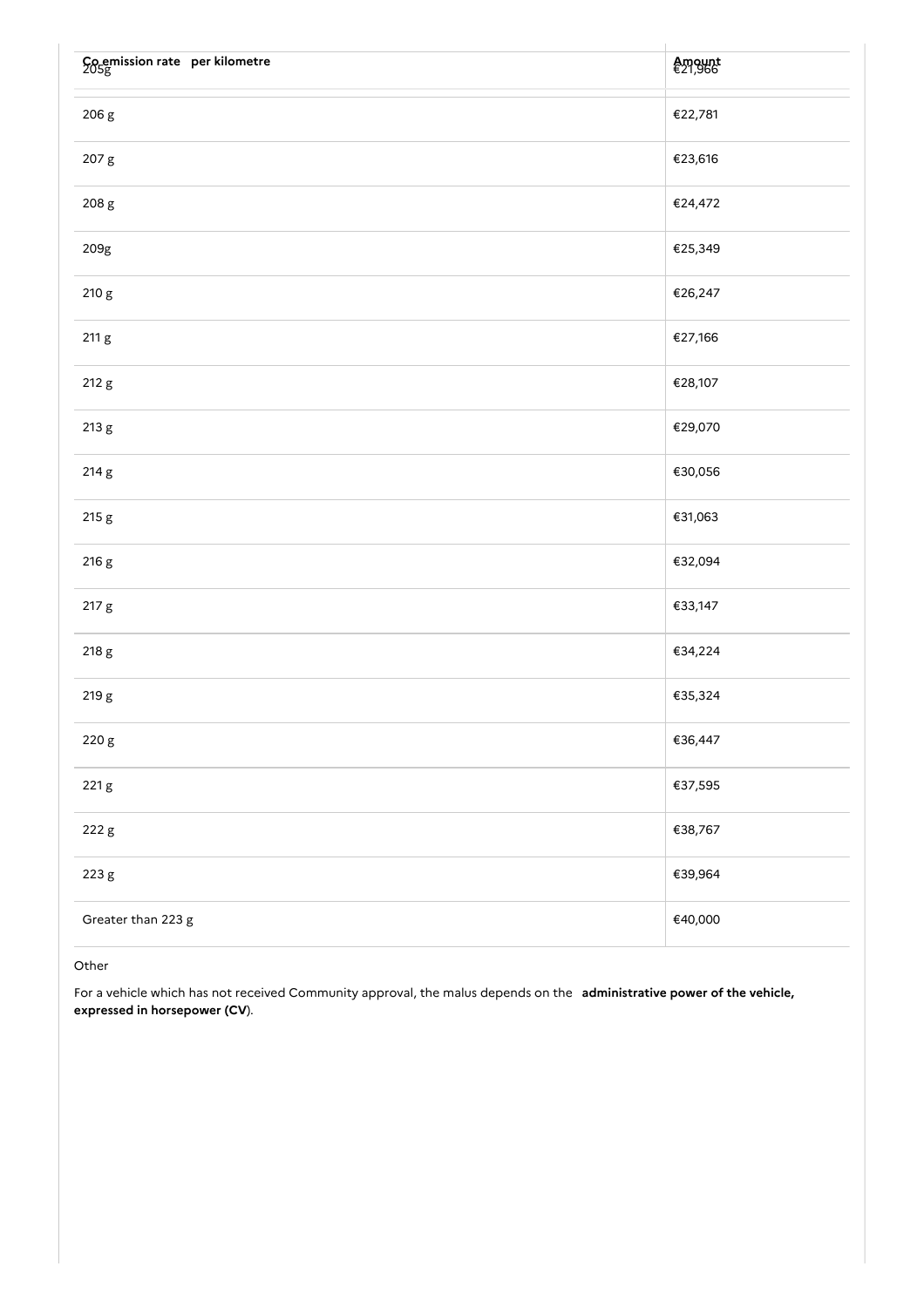| $CO_2$ emission rate per kilometre | Amount |
|---|---|
| 205g | €21,966 |
| 206 g | €22,781 |
| 207 g | €23,616 |
| 208 g | €24,472 |
| 209g | €25,349 |
| 210 g | €26,247 |
| 211 g | €27,166 |
| 212 g | €28,107 |
| 213 g | €29,070 |
| 214 g | €30,056 |
| 215 g | €31,063 |
| 216 g | €32,094 |
| 217 g | €33,147 |
| 218 g | €34,224 |
| 219 g | €35,324 |
| 220 g | €36,447 |
| 221 g | €37,595 |
| 222 g | €38,767 |
| 223 g | €39,964 |
| Greater than 223 g | €40,000 |

Other

For a vehicle which has not received Community approval, the malus depends on the **administrative power of the vehicle, expressed in horsepower (CV)**.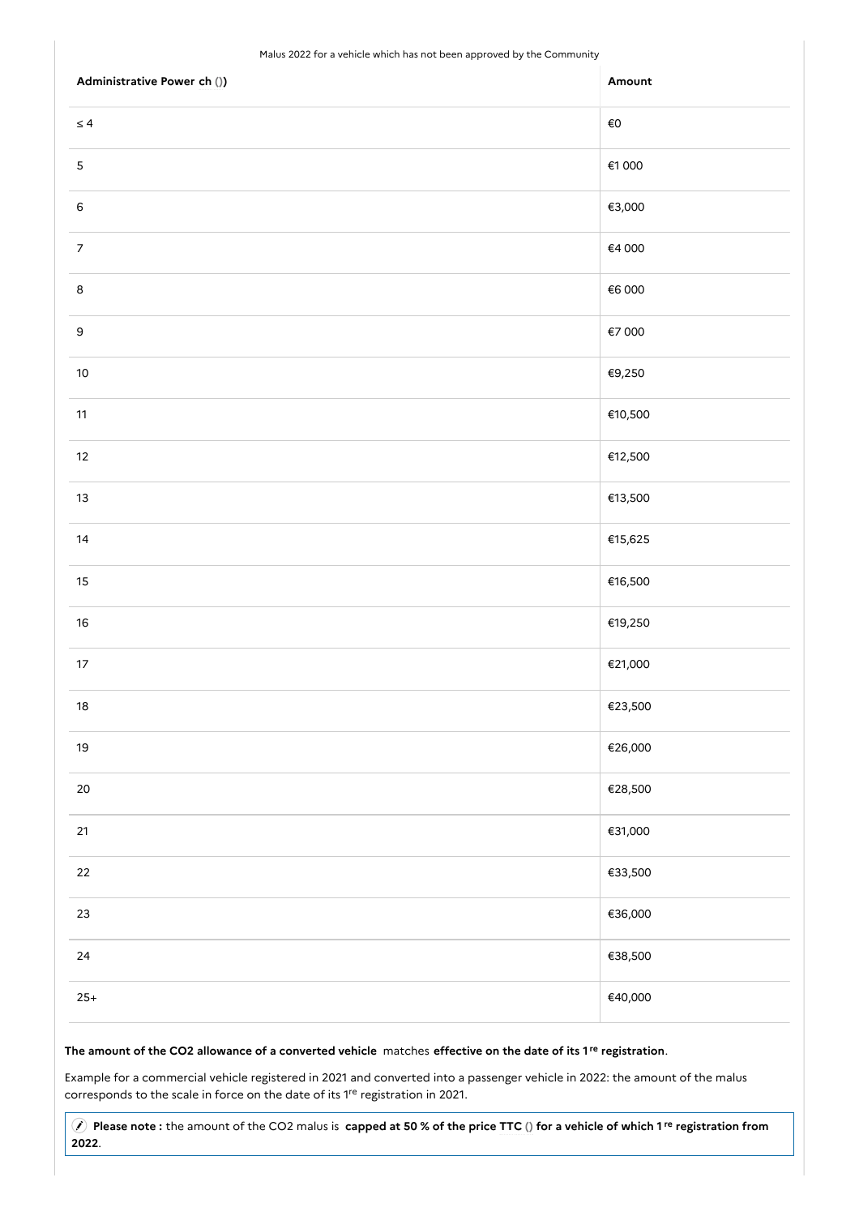Malus 2022 for a vehicle which has not been approved by the Community

| Administrative Power ch ()) | Amount |
|---|---|
| ≤ 4 | €0 |
| 5 | €1 000 |
| 6 | €3,000 |
| 7 | €4 000 |
| 8 | €6 000 |
| 9 | €7 000 |
| 10 | €9,250 |
| 11 | €10,500 |
| 12 | €12,500 |
| 13 | €13,500 |
| 14 | €15,625 |
| 15 | €16,500 |
| 16 | €19,250 |
| 17 | €21,000 |
| 18 | €23,500 |
| 19 | €26,000 |
| 20 | €28,500 |
| 21 | €31,000 |
| 22 | €33,500 |
| 23 | €36,000 |
| 24 | €38,500 |
| 25+ | €40,000 |

**The amount of the CO2 allowance of a converted vehicle** matches **effective on the date of its 1re registration**.

Example for a commercial vehicle registered in 2021 and converted into a passenger vehicle in 2022: the amount of the malus corresponds to the scale in force on the date of its 1re registration in 2021.

**Please note :** the amount of the CO2 malus is **capped at 50 % of the price TTC () for a vehicle of which 1re registration from 2022**.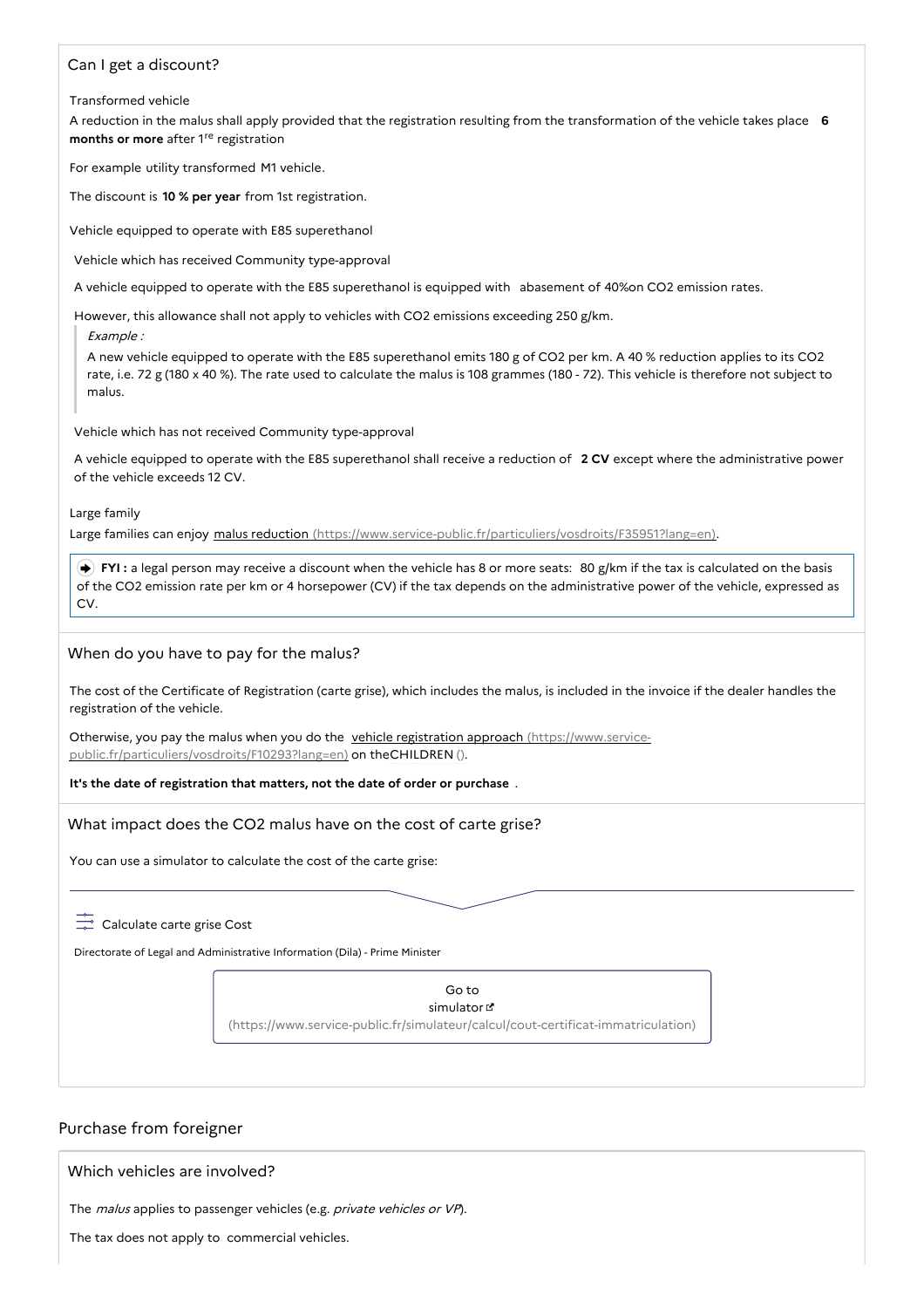### Can I get a discount?

Transformed vehicle

A reduction in the malus shall apply provided that the registration resulting from the transformation of the vehicle takes place **6 months or more** after 1re registration

For example utility transformed M1 vehicle.

The discount is **10 % per year** from 1st registration.

Vehicle equipped to operate with E85 superethanol

Vehicle which has received Community type-approval

A vehicle equipped to operate with the E85 superethanol is equipped with abasement of 40%on CO2 emission rates.

However, this allowance shall not apply to vehicles with CO2 emissions exceeding 250 g/km.

> *Example :*
>
> A new vehicle equipped to operate with the E85 superethanol emits 180 g of CO2 per km. A 40 % reduction applies to its CO2 rate, i.e. 72 g (180 x 40 %). The rate used to calculate the malus is 108 grammes (180 - 72). This vehicle is therefore not subject to malus.

Vehicle which has not received Community type-approval

A vehicle equipped to operate with the E85 superethanol shall receive a reduction of **2 CV** except where the administrative power of the vehicle exceeds 12 CV.

Large family

Large families can enjoy malus reduction (https://www.service-public.fr/particuliers/vosdroits/F35951?lang=en).

> **FYI :** a legal person may receive a discount when the vehicle has 8 or more seats: 80 g/km if the tax is calculated on the basis of the CO2 emission rate per km or 4 horsepower (CV) if the tax depends on the administrative power of the vehicle, expressed as CV.

### When do you have to pay for the malus?

The cost of the Certificate of Registration (carte grise), which includes the malus, is included in the invoice if the dealer handles the registration of the vehicle.

Otherwise, you pay the malus when you do the vehicle registration approach (https://www.service-public.fr/particuliers/vosdroits/F10293?lang=en) on theCHILDREN ().

**It's the date of registration that matters, not the date of order or purchase** .

### What impact does the CO2 malus have on the cost of carte grise?

You can use a simulator to calculate the cost of the carte grise:

Calculate carte grise Cost

Directorate of Legal and Administrative Information (Dila) - Prime Minister

Go to simulator (https://www.service-public.fr/simulateur/calcul/cout-certificat-immatriculation)

## Purchase from foreigner

### Which vehicles are involved?

The *malus* applies to passenger vehicles (e.g. *private vehicles or VP*).

The tax does not apply to commercial vehicles.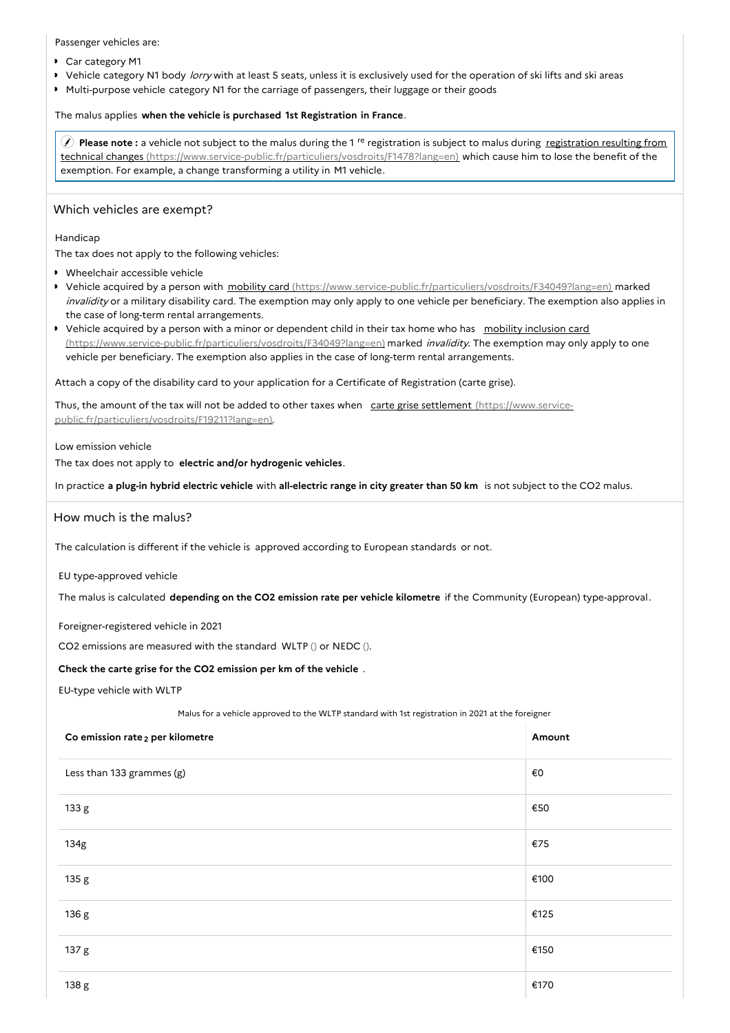Passenger vehicles are:

- Car category M1
- Vehicle category N1 body *lorry* with at least 5 seats, unless it is exclusively used for the operation of ski lifts and ski areas
- Multi-purpose vehicle category N1 for the carriage of passengers, their luggage or their goods

The malus applies **when the vehicle is purchased 1st Registration in France**.

> **Please note :** a vehicle not subject to the malus during the 1 re registration is subject to malus during registration resulting from technical changes (https://www.service-public.fr/particuliers/vosdroits/F1478?lang=en) which cause him to lose the benefit of the exemption. For example, a change transforming a utility in M1 vehicle.

## Which vehicles are exempt?

Handicap

The tax does not apply to the following vehicles:

- Wheelchair accessible vehicle
- Vehicle acquired by a person with mobility card (https://www.service-public.fr/particuliers/vosdroits/F34049?lang=en) marked *invalidity* or a military disability card. The exemption may only apply to one vehicle per beneficiary. The exemption also applies in the case of long-term rental arrangements.
- Vehicle acquired by a person with a minor or dependent child in their tax home who has mobility inclusion card (https://www.service-public.fr/particuliers/vosdroits/F34049?lang=en) marked *invalidity*. The exemption may only apply to one vehicle per beneficiary. The exemption also applies in the case of long-term rental arrangements.

Attach a copy of the disability card to your application for a Certificate of Registration (carte grise).

Thus, the amount of the tax will not be added to other taxes when carte grise settlement (https://www.service-public.fr/particuliers/vosdroits/F19211?lang=en).

Low emission vehicle

The tax does not apply to **electric and/or hydrogenic vehicles**.

In practice **a plug-in hybrid electric vehicle** with **all-electric range in city greater than 50 km** is not subject to the CO2 malus.

## How much is the malus?

The calculation is different if the vehicle is approved according to European standards or not.

EU type-approved vehicle

The malus is calculated **depending on the CO2 emission rate per vehicle kilometre** if the Community (European) type-approval.

Foreigner-registered vehicle in 2021

CO2 emissions are measured with the standard WLTP () or NEDC ().

**Check the carte grise for the CO2 emission per km of the vehicle** .

EU-type vehicle with WLTP

Malus for a vehicle approved to the WLTP standard with 1st registration in 2021 at the foreigner

| Co emission rate $_2$ per kilometre | Amount |
|---|---|
| Less than 133 grammes (g) | €0 |
| 133 g | €50 |
| 134g | €75 |
| 135 g | €100 |
| 136 g | €125 |
| 137 g | €150 |
| 138 g | €170 |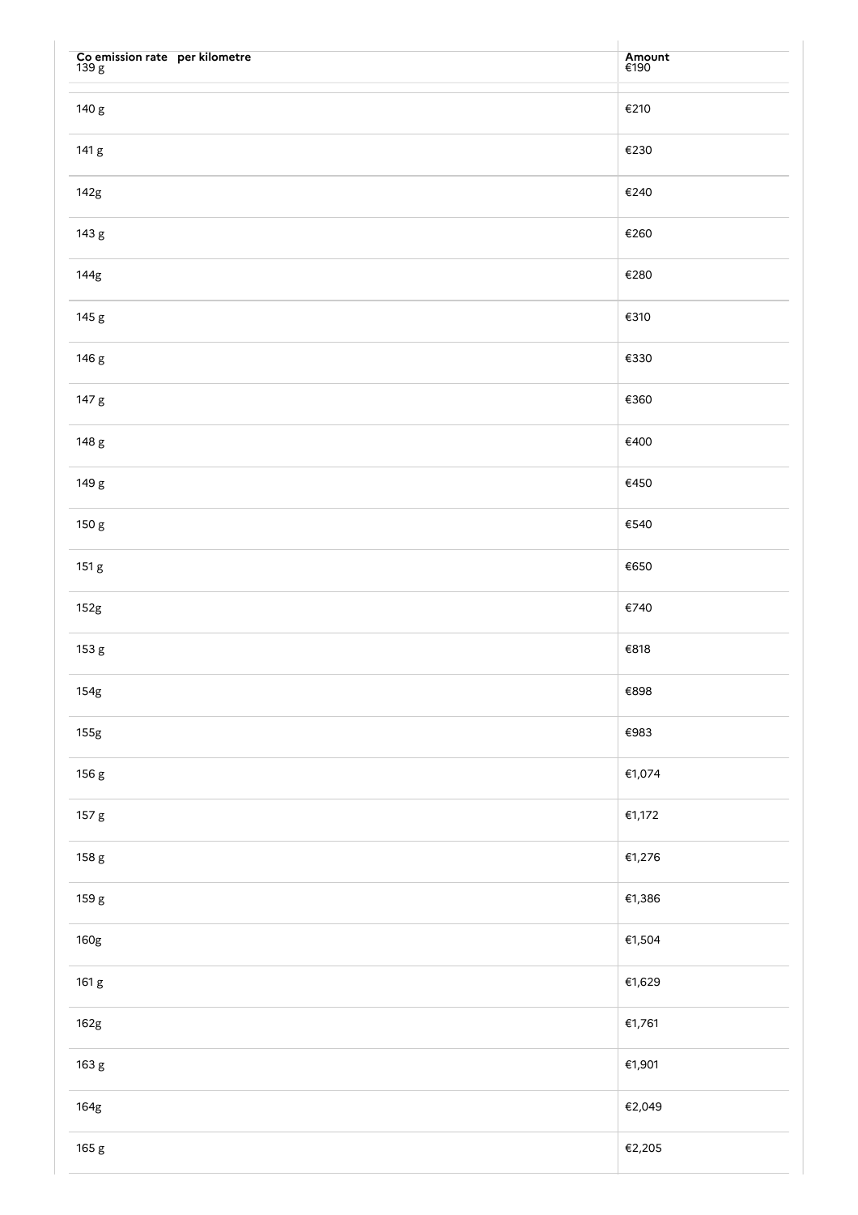| Co emission rate per kilometre | Amount |
| --- | --- |
| 139 g | €190 |
| 140 g | €210 |
| 141 g | €230 |
| 142g | €240 |
| 143 g | €260 |
| 144g | €280 |
| 145 g | €310 |
| 146 g | €330 |
| 147 g | €360 |
| 148 g | €400 |
| 149 g | €450 |
| 150 g | €540 |
| 151 g | €650 |
| 152g | €740 |
| 153 g | €818 |
| 154g | €898 |
| 155g | €983 |
| 156 g | €1,074 |
| 157 g | €1,172 |
| 158 g | €1,276 |
| 159 g | €1,386 |
| 160g | €1,504 |
| 161 g | €1,629 |
| 162g | €1,761 |
| 163 g | €1,901 |
| 164g | €2,049 |
| 165 g | €2,205 |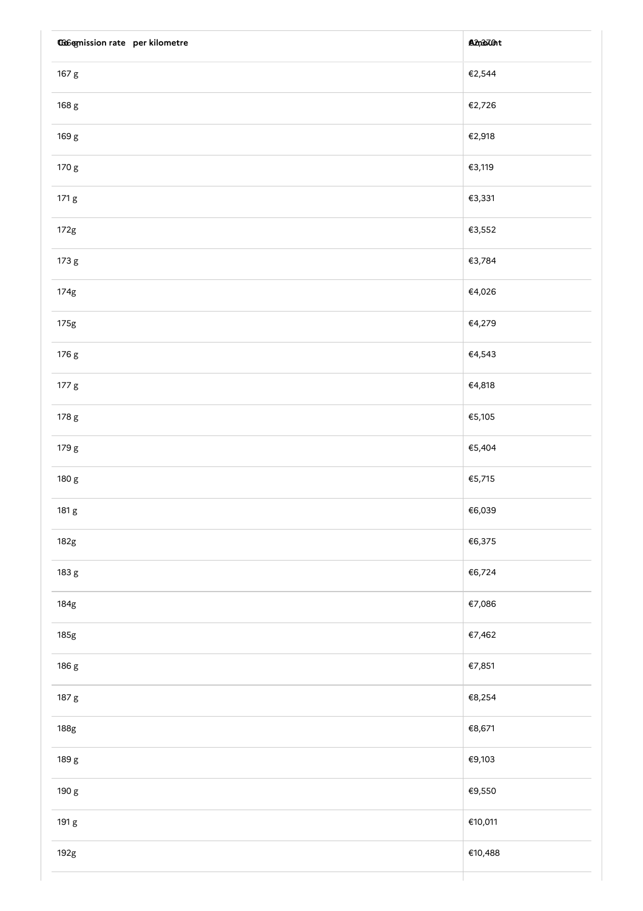| $CO_2$ emission rate per kilometre | Amount |
| --- | --- |
| 166 g | €2,370 |
| 167 g | €2,544 |
| 168 g | €2,726 |
| 169 g | €2,918 |
| 170 g | €3,119 |
| 171 g | €3,331 |
| 172g | €3,552 |
| 173 g | €3,784 |
| 174g | €4,026 |
| 175g | €4,279 |
| 176 g | €4,543 |
| 177 g | €4,818 |
| 178 g | €5,105 |
| 179 g | €5,404 |
| 180 g | €5,715 |
| 181 g | €6,039 |
| 182g | €6,375 |
| 183 g | €6,724 |
| 184g | €7,086 |
| 185g | €7,462 |
| 186 g | €7,851 |
| 187 g | €8,254 |
| 188g | €8,671 |
| 189 g | €9,103 |
| 190 g | €9,550 |
| 191 g | €10,011 |
| 192g | €10,488 |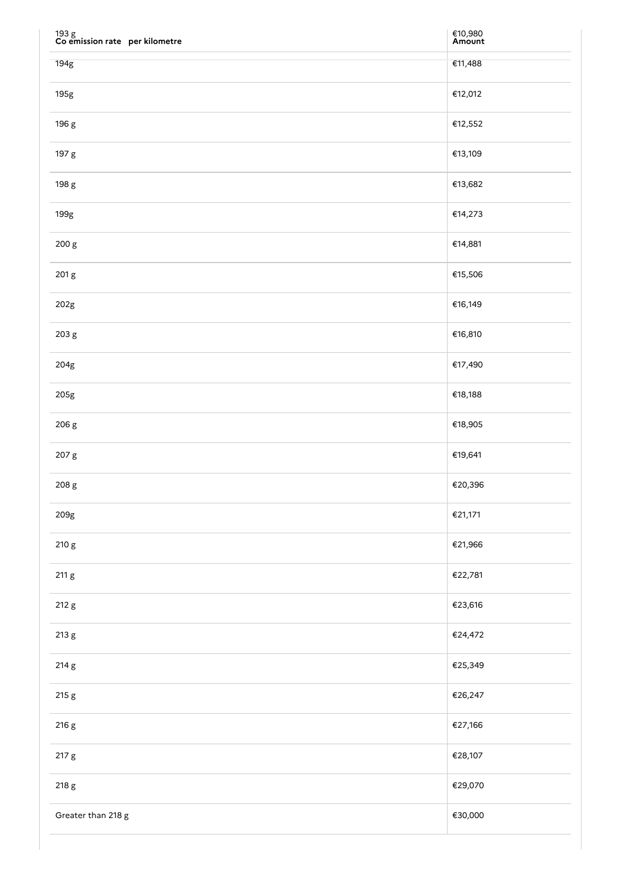| Co emission rate per kilometre | Amount |
|---|---|
| 193 g | €10,980 |
| 194g | €11,488 |
| 195g | €12,012 |
| 196 g | €12,552 |
| 197 g | €13,109 |
| 198 g | €13,682 |
| 199g | €14,273 |
| 200 g | €14,881 |
| 201 g | €15,506 |
| 202g | €16,149 |
| 203 g | €16,810 |
| 204g | €17,490 |
| 205g | €18,188 |
| 206 g | €18,905 |
| 207 g | €19,641 |
| 208 g | €20,396 |
| 209g | €21,171 |
| 210 g | €21,966 |
| 211 g | €22,781 |
| 212 g | €23,616 |
| 213 g | €24,472 |
| 214 g | €25,349 |
| 215 g | €26,247 |
| 216 g | €27,166 |
| 217 g | €28,107 |
| 218 g | €29,070 |
| Greater than 218 g | €30,000 |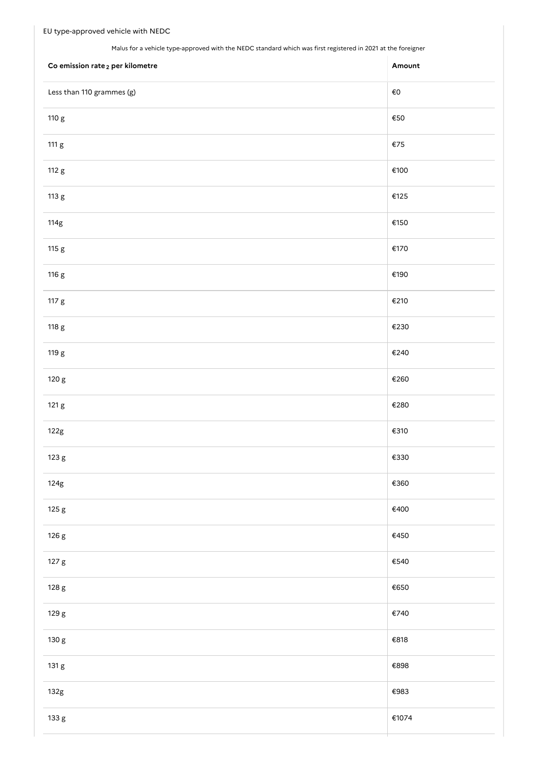EU type-approved vehicle with NEDC

Malus for a vehicle type-approved with the NEDC standard which was first registered in 2021 at the foreigner

| Co emission rate $_2$ per kilometre | Amount |
|---|---|
| Less than 110 grammes (g) | €0 |
| 110 g | €50 |
| 111 g | €75 |
| 112 g | €100 |
| 113 g | €125 |
| 114g | €150 |
| 115 g | €170 |
| 116 g | €190 |
| 117 g | €210 |
| 118 g | €230 |
| 119 g | €240 |
| 120 g | €260 |
| 121 g | €280 |
| 122g | €310 |
| 123 g | €330 |
| 124g | €360 |
| 125 g | €400 |
| 126 g | €450 |
| 127 g | €540 |
| 128 g | €650 |
| 129 g | €740 |
| 130 g | €818 |
| 131 g | €898 |
| 132g | €983 |
| 133 g | €1074 |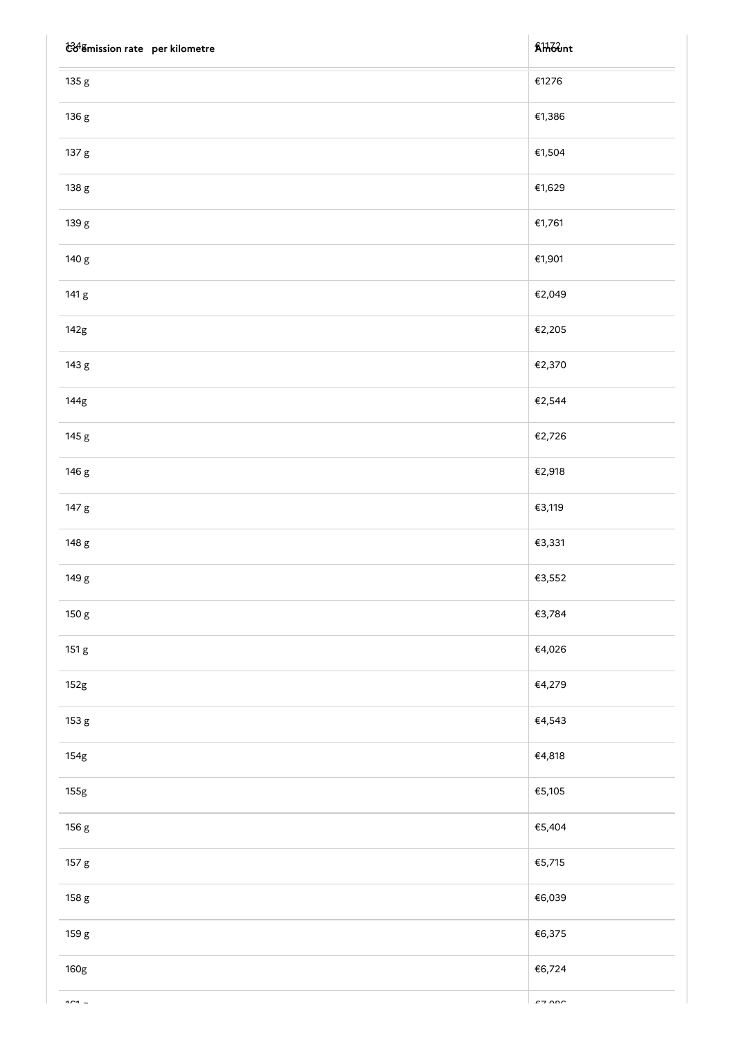| $CO_2$ emission rate per kilometre | Amount |
|---|---|
| 134 g | €1172 |
| 135 g | €1276 |
| 136 g | €1,386 |
| 137 g | €1,504 |
| 138 g | €1,629 |
| 139 g | €1,761 |
| 140 g | €1,901 |
| 141 g | €2,049 |
| 142g | €2,205 |
| 143 g | €2,370 |
| 144g | €2,544 |
| 145 g | €2,726 |
| 146 g | €2,918 |
| 147 g | €3,119 |
| 148 g | €3,331 |
| 149 g | €3,552 |
| 150 g | €3,784 |
| 151 g | €4,026 |
| 152g | €4,279 |
| 153 g | €4,543 |
| 154g | €4,818 |
| 155g | €5,105 |
| 156 g | €5,404 |
| 157 g | €5,715 |
| 158 g | €6,039 |
| 159 g | €6,375 |
| 160g | €6,724 |
| 161 g | €7,086 |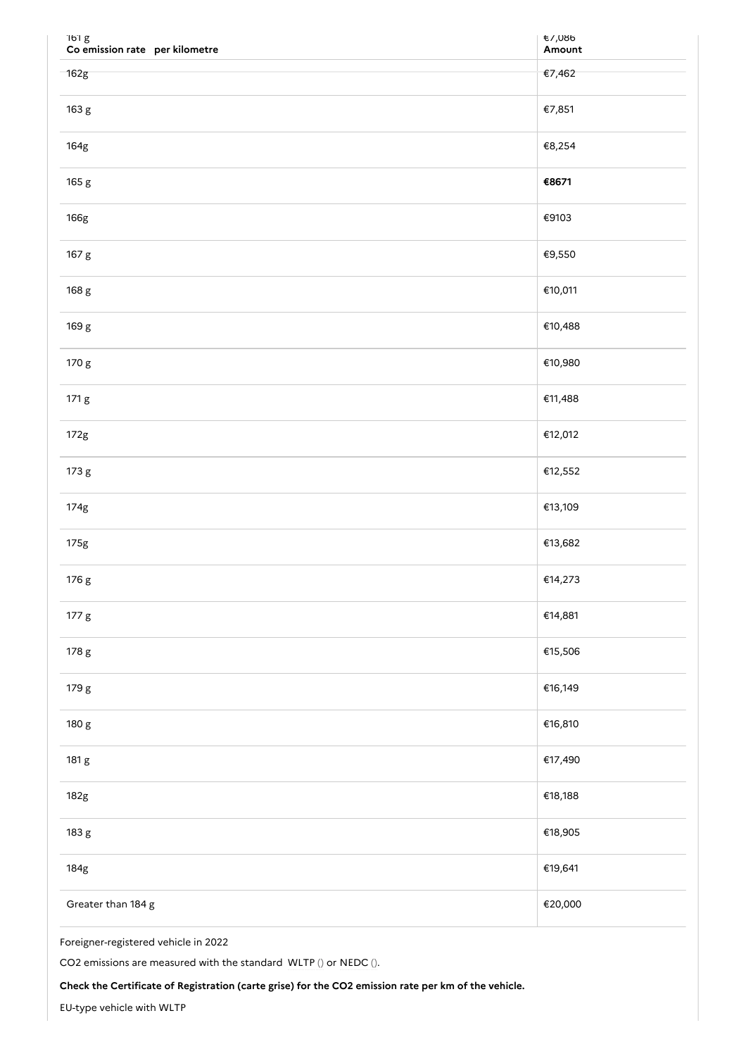| Co emission rate per kilometre | Amount |
| --- | --- |
| 161 g | €7,086 |
| 162g | €7,462 |
| 163 g | €7,851 |
| 164g | €8,254 |
| 165 g | **€8671** |
| 166g | €9103 |
| 167 g | €9,550 |
| 168 g | €10,011 |
| 169 g | €10,488 |
| 170 g | €10,980 |
| 171 g | €11,488 |
| 172g | €12,012 |
| 173 g | €12,552 |
| 174g | €13,109 |
| 175g | €13,682 |
| 176 g | €14,273 |
| 177 g | €14,881 |
| 178 g | €15,506 |
| 179 g | €16,149 |
| 180 g | €16,810 |
| 181 g | €17,490 |
| 182g | €18,188 |
| 183 g | €18,905 |
| 184g | €19,641 |
| Greater than 184 g | €20,000 |

Foreigner-registered vehicle in 2022

CO2 emissions are measured with the standard WLTP () or NEDC ().

**Check the Certificate of Registration (carte grise) for the CO2 emission rate per km of the vehicle.**

EU-type vehicle with WLTP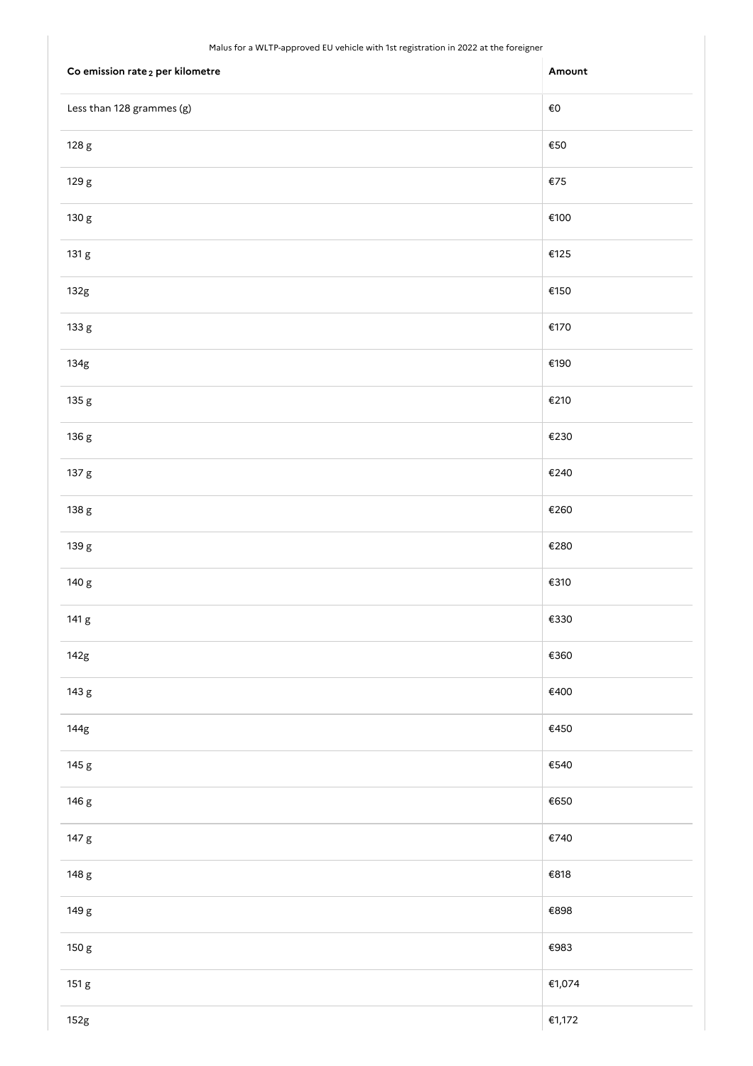Malus for a WLTP-approved EU vehicle with 1st registration in 2022 at the foreigner

| Co emission rate $_2$ per kilometre | Amount |
| --- | --- |
| Less than 128 grammes (g) | €0 |
| 128 g | €50 |
| 129 g | €75 |
| 130 g | €100 |
| 131 g | €125 |
| 132g | €150 |
| 133 g | €170 |
| 134g | €190 |
| 135 g | €210 |
| 136 g | €230 |
| 137 g | €240 |
| 138 g | €260 |
| 139 g | €280 |
| 140 g | €310 |
| 141 g | €330 |
| 142g | €360 |
| 143 g | €400 |
| 144g | €450 |
| 145 g | €540 |
| 146 g | €650 |
| 147 g | €740 |
| 148 g | €818 |
| 149 g | €898 |
| 150 g | €983 |
| 151 g | €1,074 |
| 152g | €1,172 |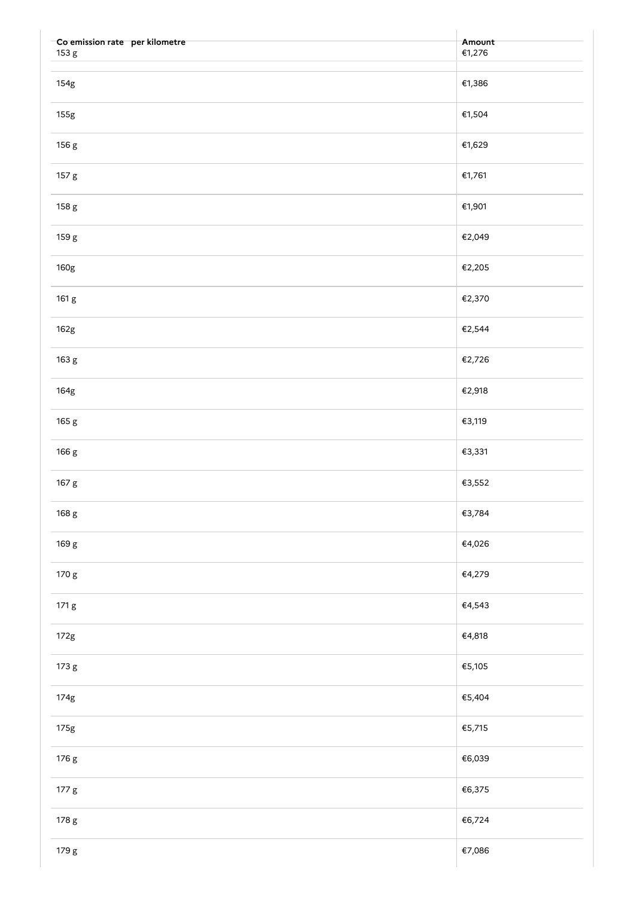| Co emission rate per kilometre | Amount |
| --- | --- |
| 153 g | €1,276 |
| 154g | €1,386 |
| 155g | €1,504 |
| 156 g | €1,629 |
| 157 g | €1,761 |
| 158 g | €1,901 |
| 159 g | €2,049 |
| 160g | €2,205 |
| 161 g | €2,370 |
| 162g | €2,544 |
| 163 g | €2,726 |
| 164g | €2,918 |
| 165 g | €3,119 |
| 166 g | €3,331 |
| 167 g | €3,552 |
| 168 g | €3,784 |
| 169 g | €4,026 |
| 170 g | €4,279 |
| 171 g | €4,543 |
| 172g | €4,818 |
| 173 g | €5,105 |
| 174g | €5,404 |
| 175g | €5,715 |
| 176 g | €6,039 |
| 177 g | €6,375 |
| 178 g | €6,724 |
| 179 g | €7,086 |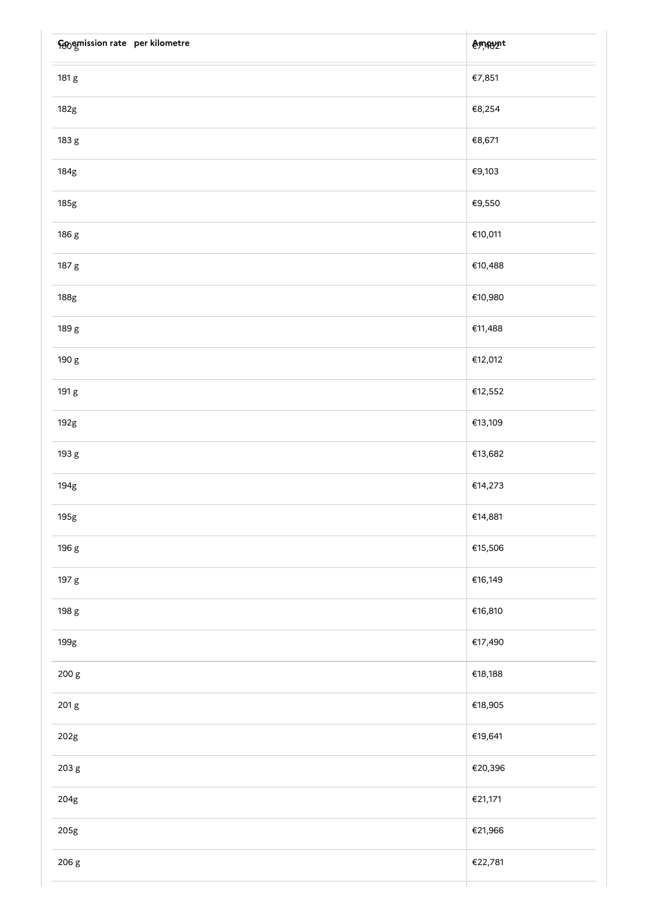| $CO_2$ emission rate per kilometre | Amount |
|---|---|
| 180 g | €7,462 |
| 181 g | €7,851 |
| 182g | €8,254 |
| 183 g | €8,671 |
| 184g | €9,103 |
| 185g | €9,550 |
| 186 g | €10,011 |
| 187 g | €10,488 |
| 188g | €10,980 |
| 189 g | €11,488 |
| 190 g | €12,012 |
| 191 g | €12,552 |
| 192g | €13,109 |
| 193 g | €13,682 |
| 194g | €14,273 |
| 195g | €14,881 |
| 196 g | €15,506 |
| 197 g | €16,149 |
| 198 g | €16,810 |
| 199g | €17,490 |
| 200 g | €18,188 |
| 201 g | €18,905 |
| 202g | €19,641 |
| 203 g | €20,396 |
| 204g | €21,171 |
| 205g | €21,966 |
| 206 g | €22,781 |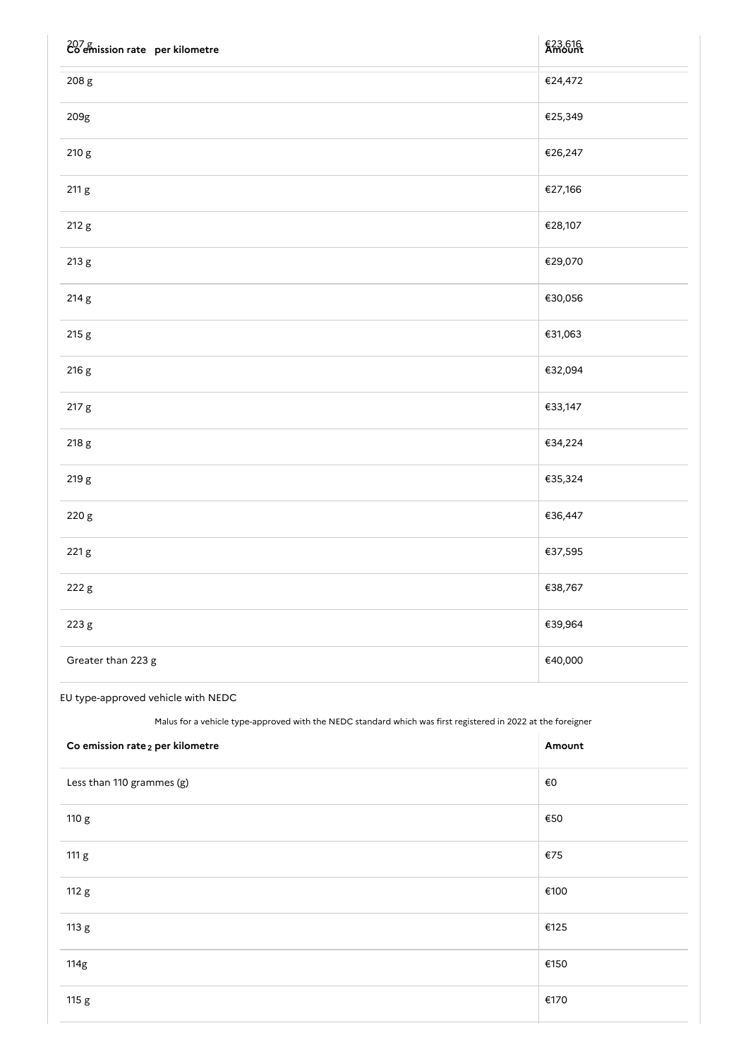| Co emission rate per kilometre | Amount |
| --- | --- |
| 207 g | €23,616 |
| 208 g | €24,472 |
| 209g | €25,349 |
| 210 g | €26,247 |
| 211 g | €27,166 |
| 212 g | €28,107 |
| 213 g | €29,070 |
| 214 g | €30,056 |
| 215 g | €31,063 |
| 216 g | €32,094 |
| 217 g | €33,147 |
| 218 g | €34,224 |
| 219 g | €35,324 |
| 220 g | €36,447 |
| 221 g | €37,595 |
| 222 g | €38,767 |
| 223 g | €39,964 |
| Greater than 223 g | €40,000 |

EU type-approved vehicle with NEDC

Malus for a vehicle type-approved with the NEDC standard which was first registered in 2022 at the foreigner

| Co emission rate $_2$ per kilometre | Amount |
| --- | --- |
| Less than 110 grammes (g) | €0 |
| 110 g | €50 |
| 111 g | €75 |
| 112 g | €100 |
| 113 g | €125 |
| 114g | €150 |
| 115 g | €170 |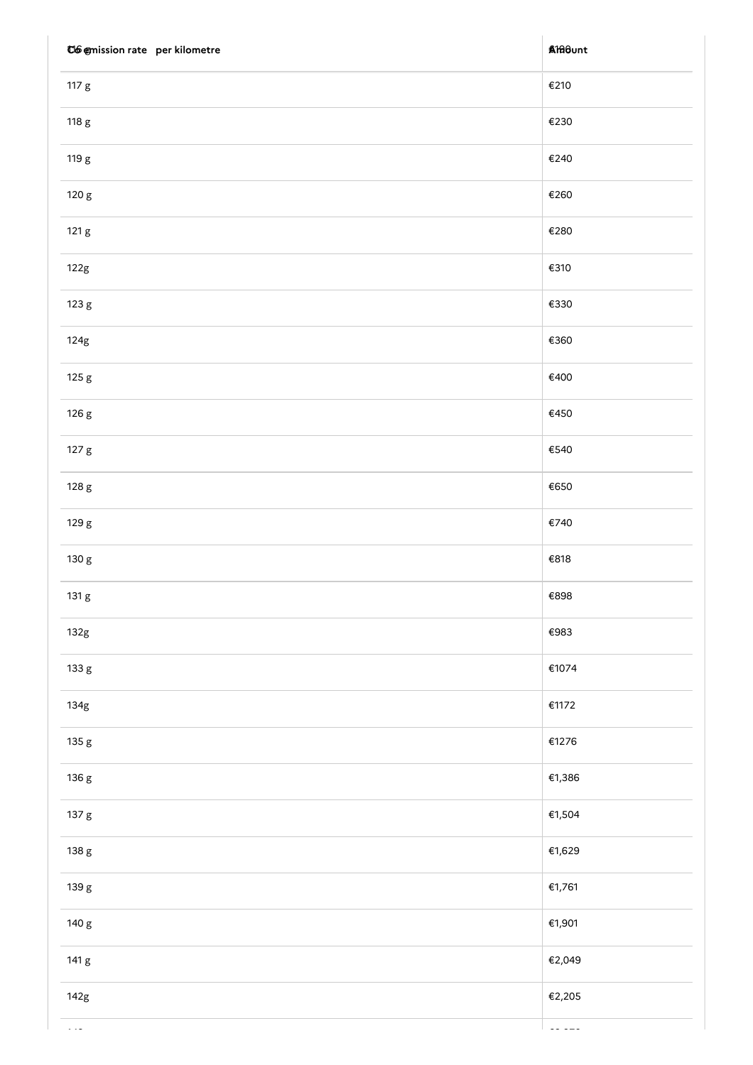| $CO_2$ emission rate per kilometre | Amount |
| --- | --- |
| 117 g | €210 |
| 118 g | €230 |
| 119 g | €240 |
| 120 g | €260 |
| 121 g | €280 |
| 122g | €310 |
| 123 g | €330 |
| 124g | €360 |
| 125 g | €400 |
| 126 g | €450 |
| 127 g | €540 |
| 128 g | €650 |
| 129 g | €740 |
| 130 g | €818 |
| 131 g | €898 |
| 132g | €983 |
| 133 g | €1074 |
| 134g | €1172 |
| 135 g | €1276 |
| 136 g | €1,386 |
| 137 g | €1,504 |
| 138 g | €1,629 |
| 139 g | €1,761 |
| 140 g | €1,901 |
| 141 g | €2,049 |
| 142g | €2,205 |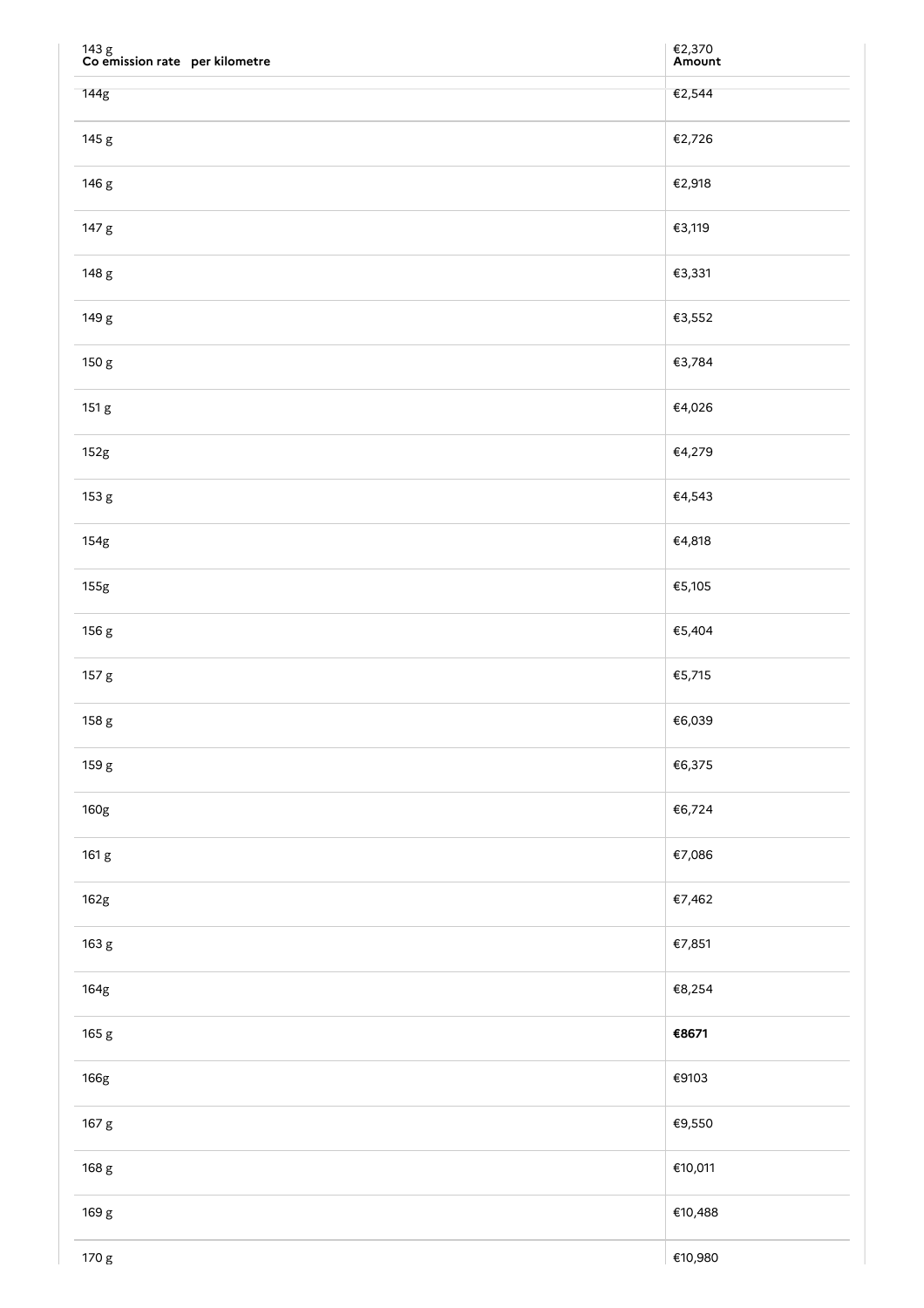| 143 g<br>Co emission rate per kilometre | €2,370<br>Amount |
|---|---|
| 144g | €2,544 |
| 145 g | €2,726 |
| 146 g | €2,918 |
| 147 g | €3,119 |
| 148 g | €3,331 |
| 149 g | €3,552 |
| 150 g | €3,784 |
| 151 g | €4,026 |
| 152g | €4,279 |
| 153 g | €4,543 |
| 154g | €4,818 |
| 155g | €5,105 |
| 156 g | €5,404 |
| 157 g | €5,715 |
| 158 g | €6,039 |
| 159 g | €6,375 |
| 160g | €6,724 |
| 161 g | €7,086 |
| 162g | €7,462 |
| 163 g | €7,851 |
| 164g | €8,254 |
| 165 g | **€8671** |
| 166g | €9103 |
| 167 g | €9,550 |
| 168 g | €10,011 |
| 169 g | €10,488 |
| 170 g | €10,980 |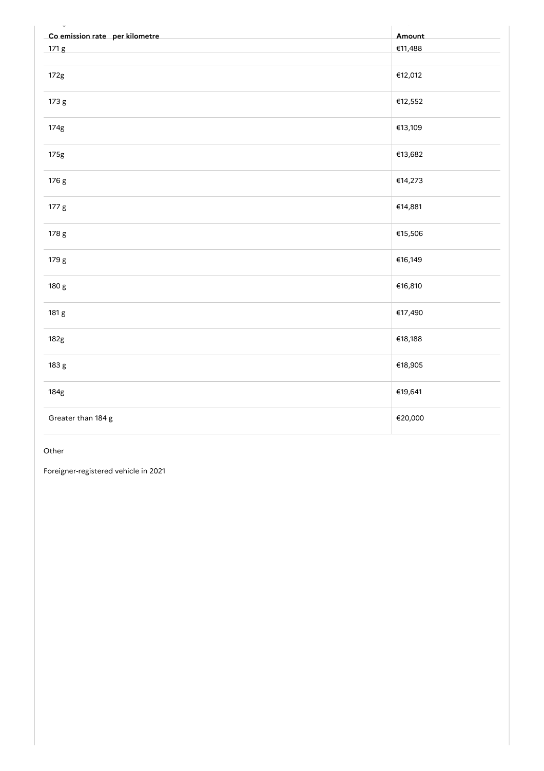| Co emission rate per kilometre | Amount |
| --- | --- |
| 171 g | €11,488 |
| | |
| 172g | €12,012 |
| 173 g | €12,552 |
| 174g | €13,109 |
| 175g | €13,682 |
| 176 g | €14,273 |
| 177 g | €14,881 |
| 178 g | €15,506 |
| 179 g | €16,149 |
| 180 g | €16,810 |
| 181 g | €17,490 |
| 182g | €18,188 |
| 183 g | €18,905 |
| 184g | €19,641 |
| Greater than 184 g | €20,000 |

Other

Foreigner-registered vehicle in 2021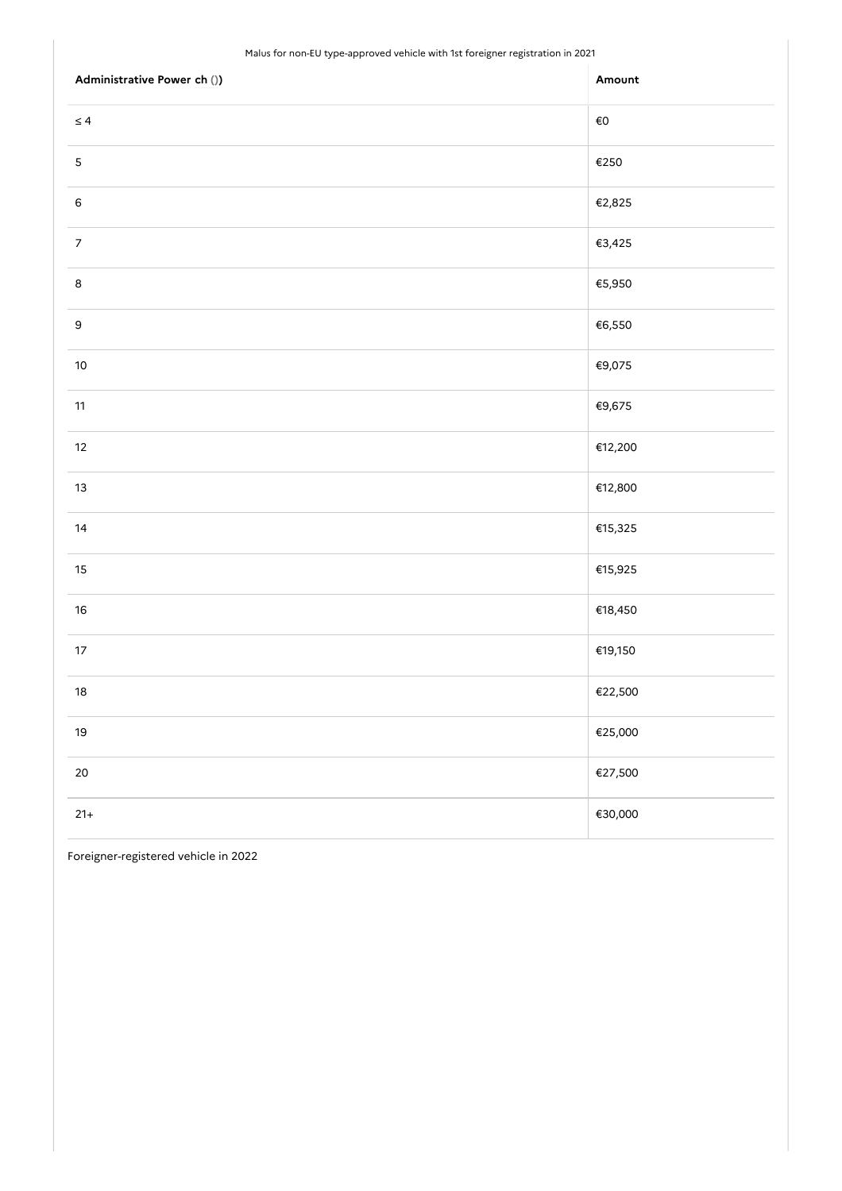Malus for non-EU type-approved vehicle with 1st foreigner registration in 2021

| Administrative Power ch ()) | Amount |
| --- | --- |
| ≤ 4 | €0 |
| 5 | €250 |
| 6 | €2,825 |
| 7 | €3,425 |
| 8 | €5,950 |
| 9 | €6,550 |
| 10 | €9,075 |
| 11 | €9,675 |
| 12 | €12,200 |
| 13 | €12,800 |
| 14 | €15,325 |
| 15 | €15,925 |
| 16 | €18,450 |
| 17 | €19,150 |
| 18 | €22,500 |
| 19 | €25,000 |
| 20 | €27,500 |
| 21+ | €30,000 |

Foreigner-registered vehicle in 2022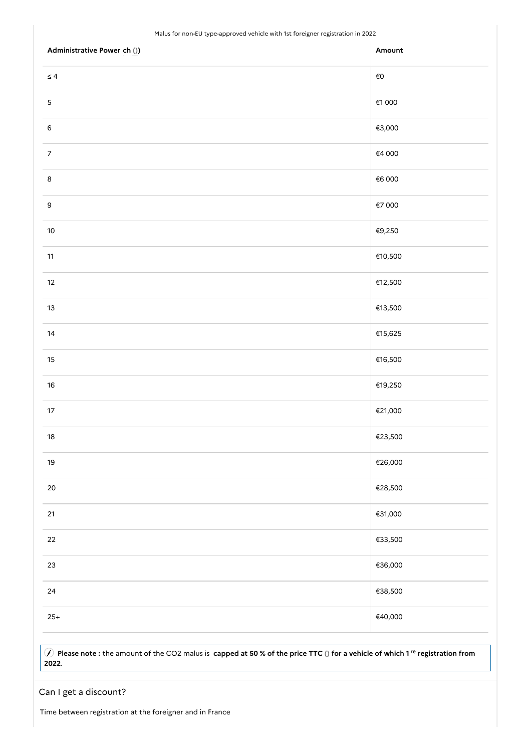Malus for non-EU type-approved vehicle with 1st foreigner registration in 2022

| Administrative Power ch ()) | Amount |
| --- | --- |
| ≤ 4 | €0 |
| 5 | €1 000 |
| 6 | €3,000 |
| 7 | €4 000 |
| 8 | €6 000 |
| 9 | €7 000 |
| 10 | €9,250 |
| 11 | €10,500 |
| 12 | €12,500 |
| 13 | €13,500 |
| 14 | €15,625 |
| 15 | €16,500 |
| 16 | €19,250 |
| 17 | €21,000 |
| 18 | €23,500 |
| 19 | €26,000 |
| 20 | €28,500 |
| 21 | €31,000 |
| 22 | €33,500 |
| 23 | €36,000 |
| 24 | €38,500 |
| 25+ | €40,000 |

**Please note :** the amount of the CO2 malus is **capped at 50 % of the price TTC () for a vehicle of which 1 re registration from 2022**.

## Can I get a discount?

Time between registration at the foreigner and in France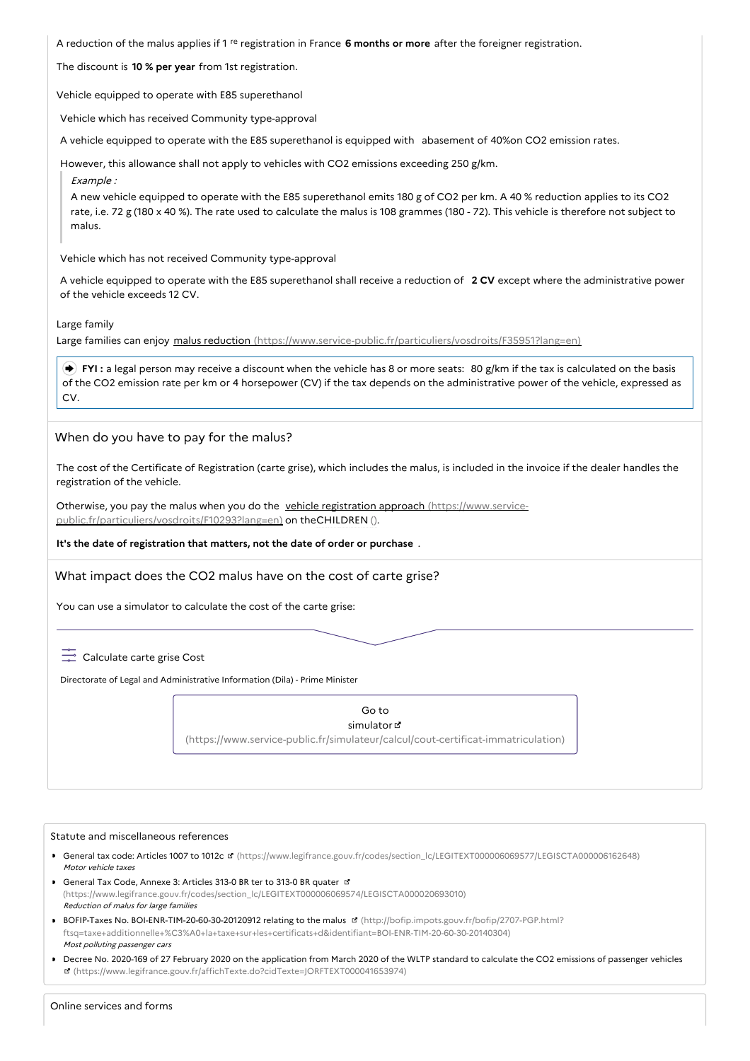A reduction of the malus applies if 1 re registration in France **6 months or more** after the foreigner registration.

The discount is **10 % per year** from 1st registration.

Vehicle equipped to operate with E85 superethanol

Vehicle which has received Community type-approval

A vehicle equipped to operate with the E85 superethanol is equipped with abasement of 40%on CO2 emission rates.

However, this allowance shall not apply to vehicles with CO2 emissions exceeding 250 g/km.

> *Example :*
>
> A new vehicle equipped to operate with the E85 superethanol emits 180 g of CO2 per km. A 40 % reduction applies to its CO2 rate, i.e. 72 g (180 x 40 %). The rate used to calculate the malus is 108 grammes (180 - 72). This vehicle is therefore not subject to malus.

Vehicle which has not received Community type-approval

A vehicle equipped to operate with the E85 superethanol shall receive a reduction of **2 CV** except where the administrative power of the vehicle exceeds 12 CV.

Large family

Large families can enjoy malus reduction (https://www.service-public.fr/particuliers/vosdroits/F35951?lang=en)

> **FYI :** a legal person may receive a discount when the vehicle has 8 or more seats: 80 g/km if the tax is calculated on the basis of the CO2 emission rate per km or 4 horsepower (CV) if the tax depends on the administrative power of the vehicle, expressed as CV.

## When do you have to pay for the malus?

The cost of the Certificate of Registration (carte grise), which includes the malus, is included in the invoice if the dealer handles the registration of the vehicle.

Otherwise, you pay the malus when you do the vehicle registration approach (https://www.service-public.fr/particuliers/vosdroits/F10293?lang=en) on theCHILDREN ().

**It's the date of registration that matters, not the date of order or purchase** .

## What impact does the CO2 malus have on the cost of carte grise?

You can use a simulator to calculate the cost of the carte grise:

Calculate carte grise Cost

Directorate of Legal and Administrative Information (Dila) - Prime Minister

Go to simulator (https://www.service-public.fr/simulateur/calcul/cout-certificat-immatriculation)

## Statute and miscellaneous references

- General tax code: Articles 1007 to 1012c (https://www.legifrance.gouv.fr/codes/section_lc/LEGITEXT000006069577/LEGISCTA000006162648)
  *Motor vehicle taxes*
- General Tax Code, Annexe 3: Articles 313-0 BR ter to 313-0 BR quater (https://www.legifrance.gouv.fr/codes/section_lc/LEGITEXT000006069574/LEGISCTA000020693010)
  *Reduction of malus for large families*
- BOFIP-Taxes No. BOI-ENR-TIM-20-60-30-20120912 relating to the malus (http://bofip.impots.gouv.fr/bofip/2707-PGP.html?ftsq=taxe+additionnelle+%C3%A0+la+taxe+sur+les+certificats+d&identifiant=BOI-ENR-TIM-20-60-30-20140304)
  *Most polluting passenger cars*
- Decree No. 2020-169 of 27 February 2020 on the application from March 2020 of the WLTP standard to calculate the CO2 emissions of passenger vehicles (https://www.legifrance.gouv.fr/affichTexte.do?cidTexte=JORFTEXT000041653974)

## Online services and forms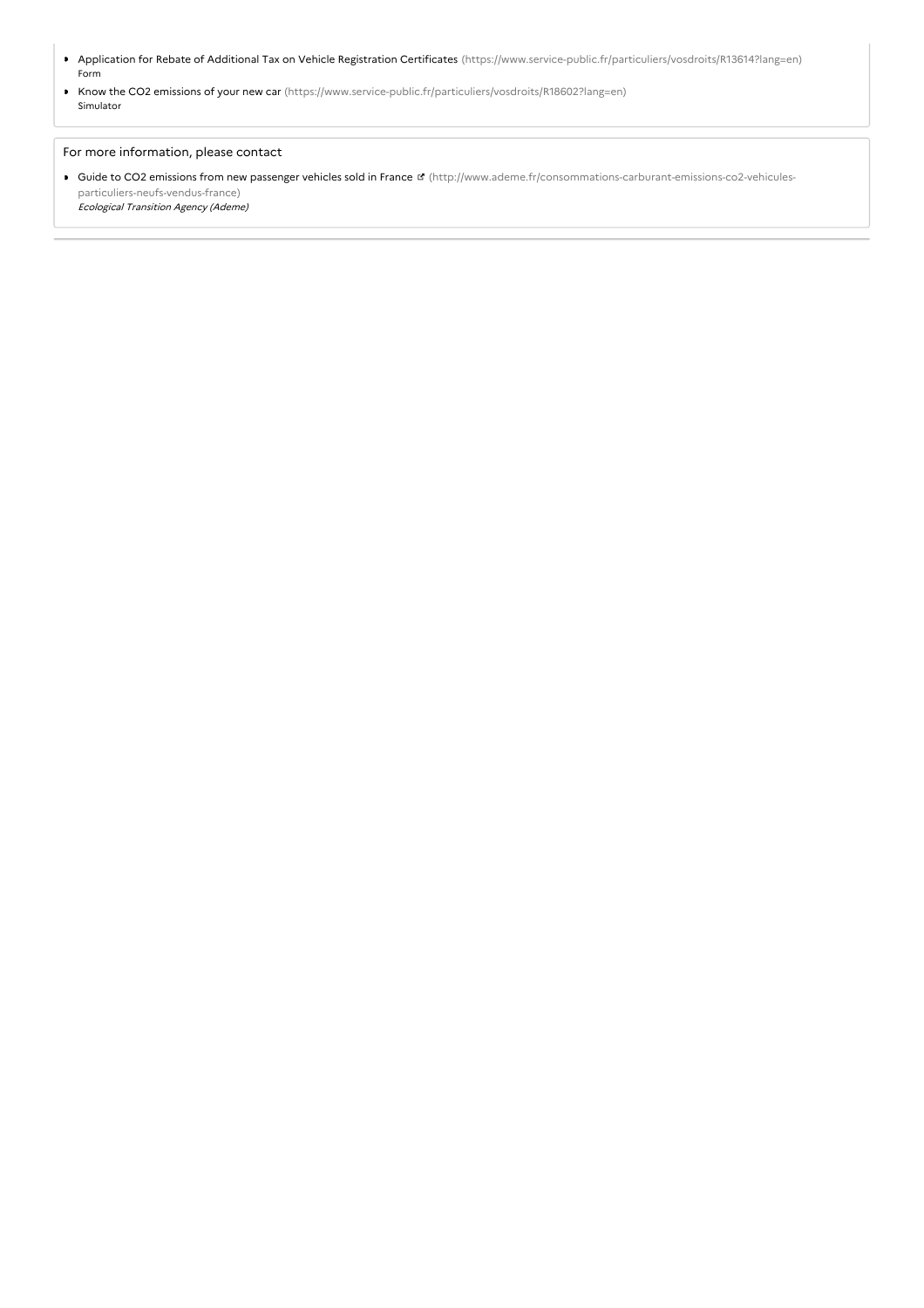- Application for Rebate of Additional Tax on Vehicle Registration Certificates (https://www.service-public.fr/particuliers/vosdroits/R13614?lang=en)
  Form
- Know the CO2 emissions of your new car (https://www.service-public.fr/particuliers/vosdroits/R18602?lang=en)
  Simulator

For more information, please contact

- Guide to CO2 emissions from new passenger vehicles sold in France (http://www.ademe.fr/consommations-carburant-emissions-co2-vehicules-particuliers-neufs-vendus-france)
  *Ecological Transition Agency (Ademe)*